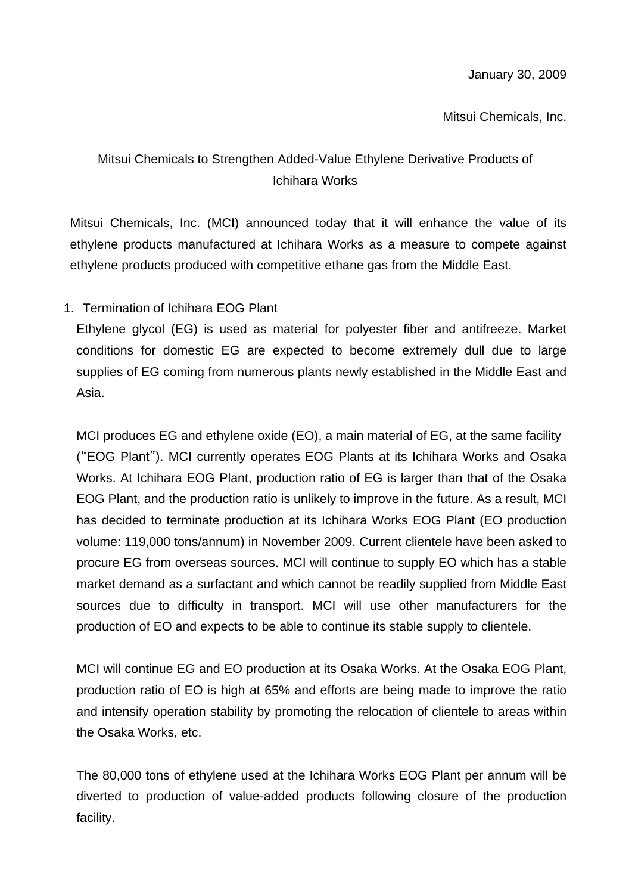January 30, 2009

Mitsui Chemicals, Inc.

# Mitsui Chemicals to Strengthen Added-Value Ethylene Derivative Products of Ichihara Works

Mitsui Chemicals, Inc. (MCI) announced today that it will enhance the value of its ethylene products manufactured at Ichihara Works as a measure to compete against ethylene products produced with competitive ethane gas from the Middle East.

## 1. Termination of Ichihara EOG Plant

Ethylene glycol (EG) is used as material for polyester fiber and antifreeze. Market conditions for domestic EG are expected to become extremely dull due to large supplies of EG coming from numerous plants newly established in the Middle East and Asia.

MCI produces EG and ethylene oxide (EO), a main material of EG, at the same facility ("EOG Plant"). MCI currently operates EOG Plants at its Ichihara Works and Osaka Works. At Ichihara EOG Plant, production ratio of EG is larger than that of the Osaka EOG Plant, and the production ratio is unlikely to improve in the future. As a result, MCI has decided to terminate production at its Ichihara Works EOG Plant (EO production volume: 119,000 tons/annum) in November 2009. Current clientele have been asked to procure EG from overseas sources. MCI will continue to supply EO which has a stable market demand as a surfactant and which cannot be readily supplied from Middle East sources due to difficulty in transport. MCI will use other manufacturers for the production of EO and expects to be able to continue its stable supply to clientele.

MCI will continue EG and EO production at its Osaka Works. At the Osaka EOG Plant, production ratio of EO is high at 65% and efforts are being made to improve the ratio and intensify operation stability by promoting the relocation of clientele to areas within the Osaka Works, etc.

The 80,000 tons of ethylene used at the Ichihara Works EOG Plant per annum will be diverted to production of value-added products following closure of the production facility.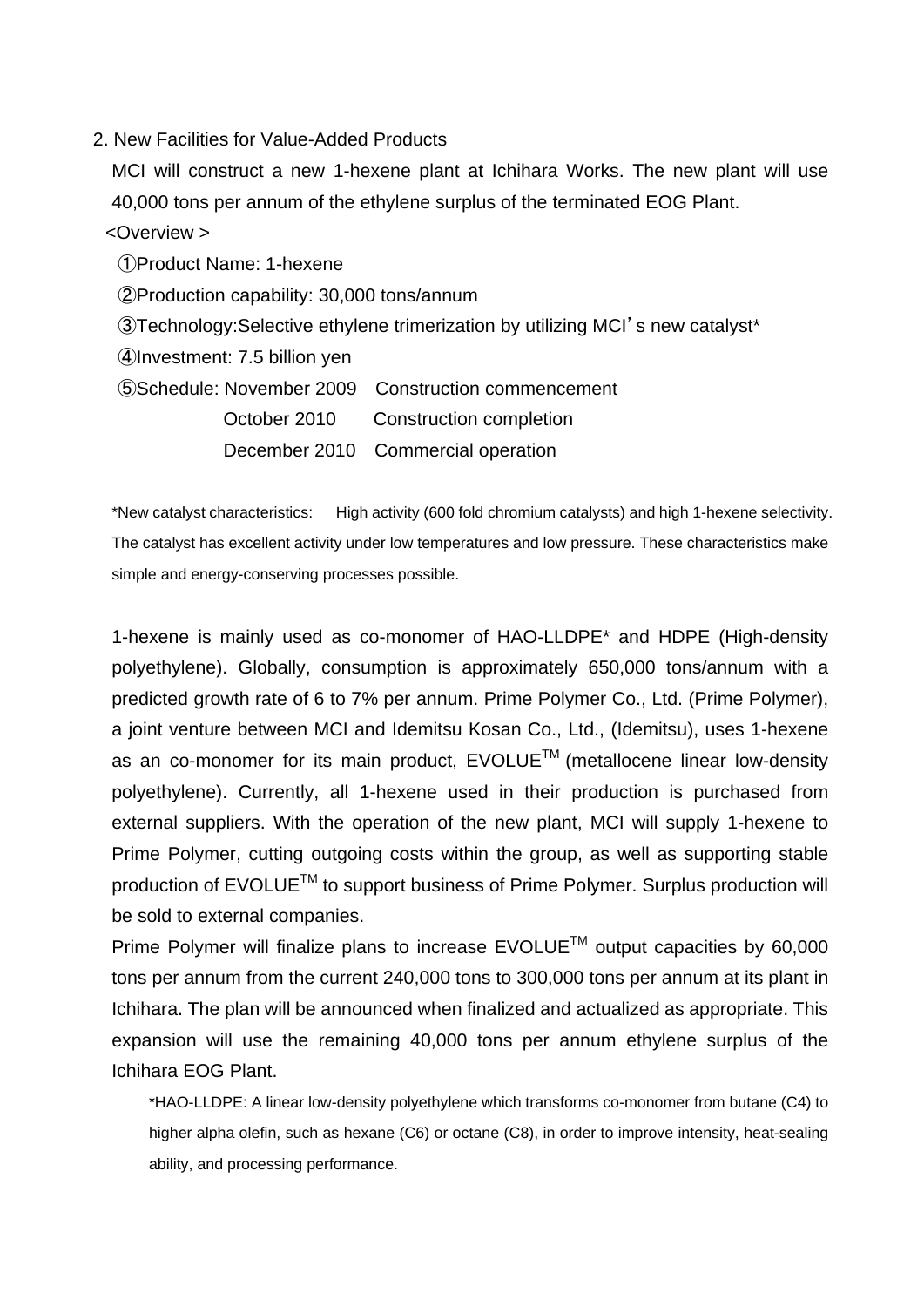## 2. New Facilities for Value-Added Products

MCI will construct a new 1-hexene plant at Ichihara Works. The new plant will use 40,000 tons per annum of the ethylene surplus of the terminated EOG Plant.

<Overview >

①Product Name: 1-hexene

②Production capability: 30,000 tons/annum

③Technology:Selective ethylene trimerization by utilizing MCI's new catalyst*

④Investment: 7.5 billion yen

⑤Schedule: November 2009 Construction commencement

October 2010 Construction completion

December 2010 Commercial operation

*New catalyst characteristics: High activity (600 fold chromium catalysts) and high 1-hexene selectivity. The catalyst has excellent activity under low temperatures and low pressure. These characteristics make simple and energy-conserving processes possible.

1-hexene is mainly used as co-monomer of HAO-LLDPE* and HDPE (High-density polyethylene). Globally, consumption is approximately 650,000 tons/annum with a predicted growth rate of 6 to 7% per annum. Prime Polymer Co., Ltd. (Prime Polymer), a joint venture between MCI and Idemitsu Kosan Co., Ltd., (Idemitsu), uses 1-hexene as an co-monomer for its main product, EVOLUE™ (metallocene linear low-density polyethylene). Currently, all 1-hexene used in their production is purchased from external suppliers. With the operation of the new plant, MCI will supply 1-hexene to Prime Polymer, cutting outgoing costs within the group, as well as supporting stable production of EVOLUE™ to support business of Prime Polymer. Surplus production will be sold to external companies.

Prime Polymer will finalize plans to increase EVOLUE™ output capacities by 60,000 tons per annum from the current 240,000 tons to 300,000 tons per annum at its plant in Ichihara. The plan will be announced when finalized and actualized as appropriate. This expansion will use the remaining 40,000 tons per annum ethylene surplus of the Ichihara EOG Plant.

*HAO-LLDPE: A linear low-density polyethylene which transforms co-monomer from butane (C4) to higher alpha olefin, such as hexane (C6) or octane (C8), in order to improve intensity, heat-sealing ability, and processing performance.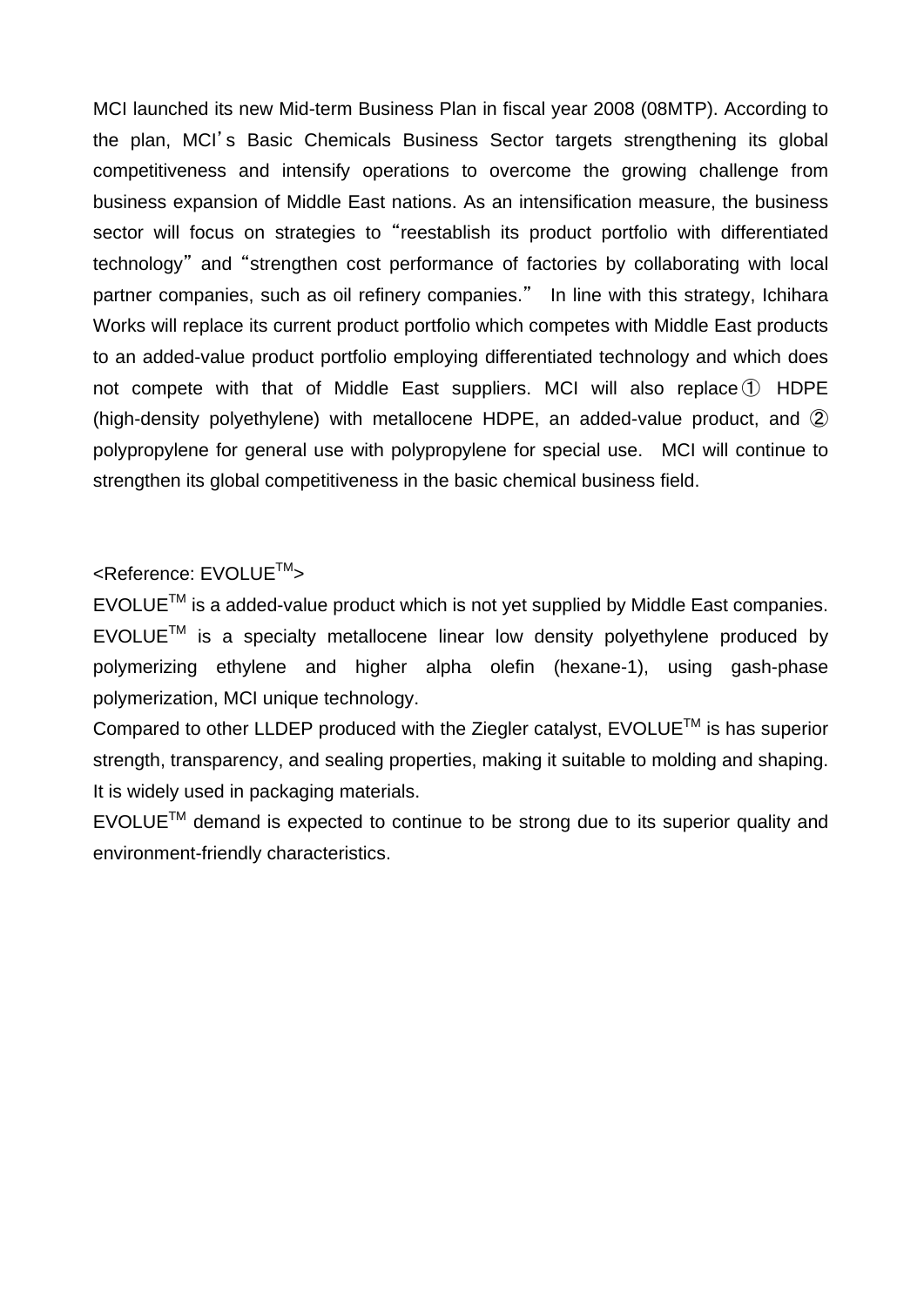MCI launched its new Mid-term Business Plan in fiscal year 2008 (08MTP). According to the plan, MCI's Basic Chemicals Business Sector targets strengthening its global competitiveness and intensify operations to overcome the growing challenge from business expansion of Middle East nations. As an intensification measure, the business sector will focus on strategies to "reestablish its product portfolio with differentiated technology" and "strengthen cost performance of factories by collaborating with local partner companies, such as oil refinery companies." In line with this strategy, Ichihara Works will replace its current product portfolio which competes with Middle East products to an added-value product portfolio employing differentiated technology and which does not compete with that of Middle East suppliers. MCI will also replace ① HDPE (high-density polyethylene) with metallocene HDPE, an added-value product, and ② polypropylene for general use with polypropylene for special use. MCI will continue to strengthen its global competitiveness in the basic chemical business field.

<Reference: EVOLUE™>

EVOLUE™ is a added-value product which is not yet supplied by Middle East companies. EVOLUE™ is a specialty metallocene linear low density polyethylene produced by polymerizing ethylene and higher alpha olefin (hexane-1), using gash-phase polymerization, MCI unique technology.

Compared to other LLDEP produced with the Ziegler catalyst, EVOLUE™ is has superior strength, transparency, and sealing properties, making it suitable to molding and shaping. It is widely used in packaging materials.

EVOLUE™ demand is expected to continue to be strong due to its superior quality and environment-friendly characteristics.